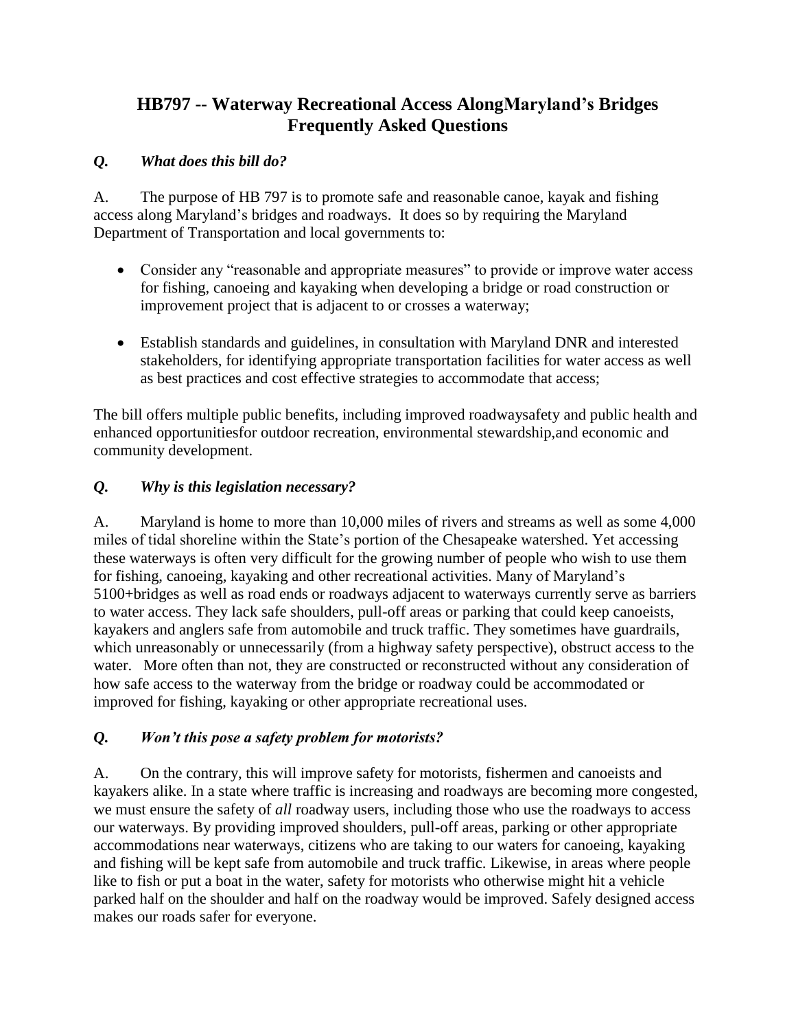# HB797 -- Waterway Recreational Access AlongMaryland's Bridges Frequently Asked Questions

### *Q. What does this bill do?*

A. The purpose of HB 797 is to promote safe and reasonable canoe, kayak and fishing access along Maryland's bridges and roadways. It does so by requiring the Maryland Department of Transportation and local governments to:

- Consider any "reasonable and appropriate measures" to provide or improve water access for fishing, canoeing and kayaking when developing a bridge or road construction or improvement project that is adjacent to or crosses a waterway;
- Establish standards and guidelines, in consultation with Maryland DNR and interested stakeholders, for identifying appropriate transportation facilities for water access as well as best practices and cost effective strategies to accommodate that access;

The bill offers multiple public benefits, including improved roadwaysafety and public health and enhanced opportunitiesfor outdoor recreation, environmental stewardship,and economic and community development.

### *Q. Why is this legislation necessary?*

A. Maryland is home to more than 10,000 miles of rivers and streams as well as some 4,000 miles of tidal shoreline within the State's portion of the Chesapeake watershed. Yet accessing these waterways is often very difficult for the growing number of people who wish to use them for fishing, canoeing, kayaking and other recreational activities. Many of Maryland's 5100+bridges as well as road ends or roadways adjacent to waterways currently serve as barriers to water access. They lack safe shoulders, pull-off areas or parking that could keep canoeists, kayakers and anglers safe from automobile and truck traffic. They sometimes have guardrails, which unreasonably or unnecessarily (from a highway safety perspective), obstruct access to the water. More often than not, they are constructed or reconstructed without any consideration of how safe access to the waterway from the bridge or roadway could be accommodated or improved for fishing, kayaking or other appropriate recreational uses.

### *Q. Won't this pose a safety problem for motorists?*

A. On the contrary, this will improve safety for motorists, fishermen and canoeists and kayakers alike. In a state where traffic is increasing and roadways are becoming more congested, we must ensure the safety of *all* roadway users, including those who use the roadways to access our waterways. By providing improved shoulders, pull-off areas, parking or other appropriate accommodations near waterways, citizens who are taking to our waters for canoeing, kayaking and fishing will be kept safe from automobile and truck traffic. Likewise, in areas where people like to fish or put a boat in the water, safety for motorists who otherwise might hit a vehicle parked half on the shoulder and half on the roadway would be improved. Safely designed access makes our roads safer for everyone.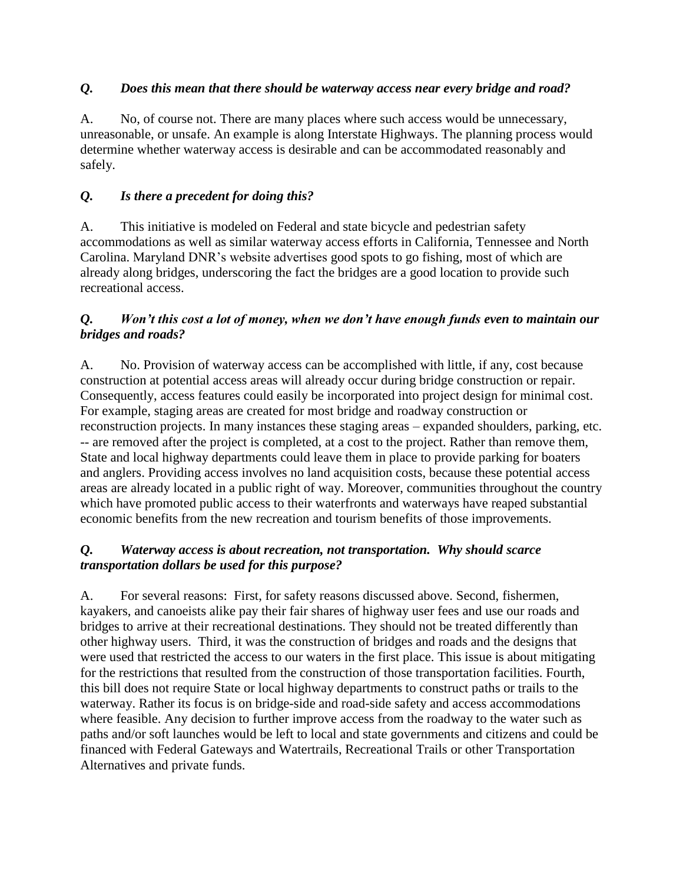***Q. Does this mean that there should be waterway access near every bridge and road?***

A. No, of course not. There are many places where such access would be unnecessary, unreasonable, or unsafe. An example is along Interstate Highways. The planning process would determine whether waterway access is desirable and can be accommodated reasonably and safely.

***Q. Is there a precedent for doing this?***

A. This initiative is modeled on Federal and state bicycle and pedestrian safety accommodations as well as similar waterway access efforts in California, Tennessee and North Carolina. Maryland DNR's website advertises good spots to go fishing, most of which are already along bridges, underscoring the fact the bridges are a good location to provide such recreational access.

***Q. Won't this cost a lot of money, when we don't have enough funds even to maintain our bridges and roads?***

A. No. Provision of waterway access can be accomplished with little, if any, cost because construction at potential access areas will already occur during bridge construction or repair. Consequently, access features could easily be incorporated into project design for minimal cost. For example, staging areas are created for most bridge and roadway construction or reconstruction projects. In many instances these staging areas – expanded shoulders, parking, etc. -- are removed after the project is completed, at a cost to the project. Rather than remove them, State and local highway departments could leave them in place to provide parking for boaters and anglers. Providing access involves no land acquisition costs, because these potential access areas are already located in a public right of way. Moreover, communities throughout the country which have promoted public access to their waterfronts and waterways have reaped substantial economic benefits from the new recreation and tourism benefits of those improvements.

***Q. Waterway access is about recreation, not transportation. Why should scarce transportation dollars be used for this purpose?***

A. For several reasons: First, for safety reasons discussed above. Second, fishermen, kayakers, and canoeists alike pay their fair shares of highway user fees and use our roads and bridges to arrive at their recreational destinations. They should not be treated differently than other highway users. Third, it was the construction of bridges and roads and the designs that were used that restricted the access to our waters in the first place. This issue is about mitigating for the restrictions that resulted from the construction of those transportation facilities. Fourth, this bill does not require State or local highway departments to construct paths or trails to the waterway. Rather its focus is on bridge-side and road-side safety and access accommodations where feasible. Any decision to further improve access from the roadway to the water such as paths and/or soft launches would be left to local and state governments and citizens and could be financed with Federal Gateways and Watertrails, Recreational Trails or other Transportation Alternatives and private funds.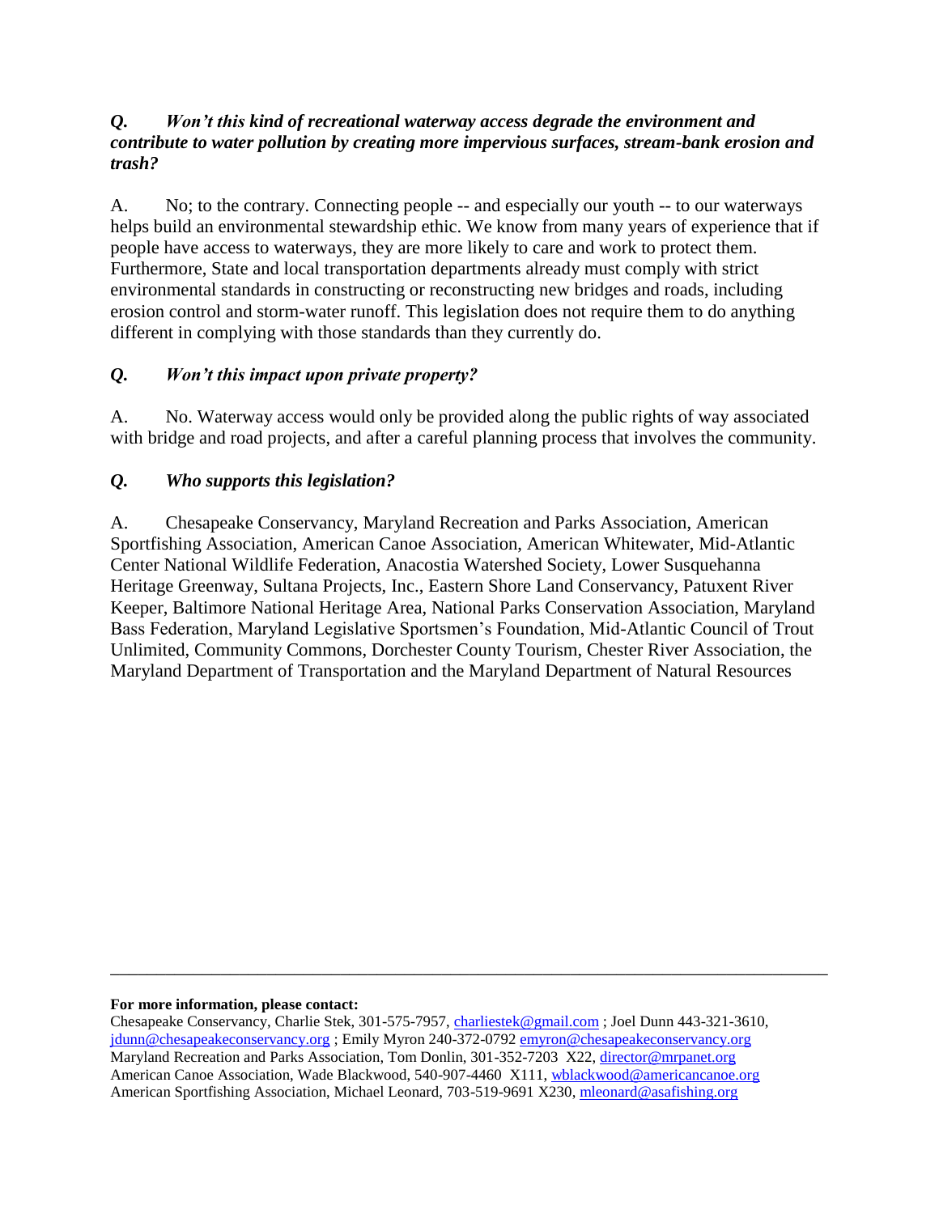***Q. Won't this kind of recreational waterway access degrade the environment and contribute to water pollution by creating more impervious surfaces, stream-bank erosion and trash?***

A. No; to the contrary. Connecting people -- and especially our youth -- to our waterways helps build an environmental stewardship ethic. We know from many years of experience that if people have access to waterways, they are more likely to care and work to protect them. Furthermore, State and local transportation departments already must comply with strict environmental standards in constructing or reconstructing new bridges and roads, including erosion control and storm-water runoff. This legislation does not require them to do anything different in complying with those standards than they currently do.

***Q. Won't this impact upon private property?***

A. No. Waterway access would only be provided along the public rights of way associated with bridge and road projects, and after a careful planning process that involves the community.

***Q. Who supports this legislation?***

A. Chesapeake Conservancy, Maryland Recreation and Parks Association, American Sportfishing Association, American Canoe Association, American Whitewater, Mid-Atlantic Center National Wildlife Federation, Anacostia Watershed Society, Lower Susquehanna Heritage Greenway, Sultana Projects, Inc., Eastern Shore Land Conservancy, Patuxent River Keeper, Baltimore National Heritage Area, National Parks Conservation Association, Maryland Bass Federation, Maryland Legislative Sportsmen's Foundation, Mid-Atlantic Council of Trout Unlimited, Community Commons, Dorchester County Tourism, Chester River Association, the Maryland Department of Transportation and the Maryland Department of Natural Resources

---

**For more information, please contact:**

Chesapeake Conservancy, Charlie Stek, 301-575-7957, charliestek@gmail.com ; Joel Dunn 443-321-3610, jdunn@chesapeakeconservancy.org ; Emily Myron 240-372-0792 emyron@chesapeakeconservancy.org
Maryland Recreation and Parks Association, Tom Donlin, 301-352-7203 X22, director@mrpanet.org
American Canoe Association, Wade Blackwood, 540-907-4460 X111, wblackwood@americancanoe.org
American Sportfishing Association, Michael Leonard, 703-519-9691 X230, mleonard@asafishing.org